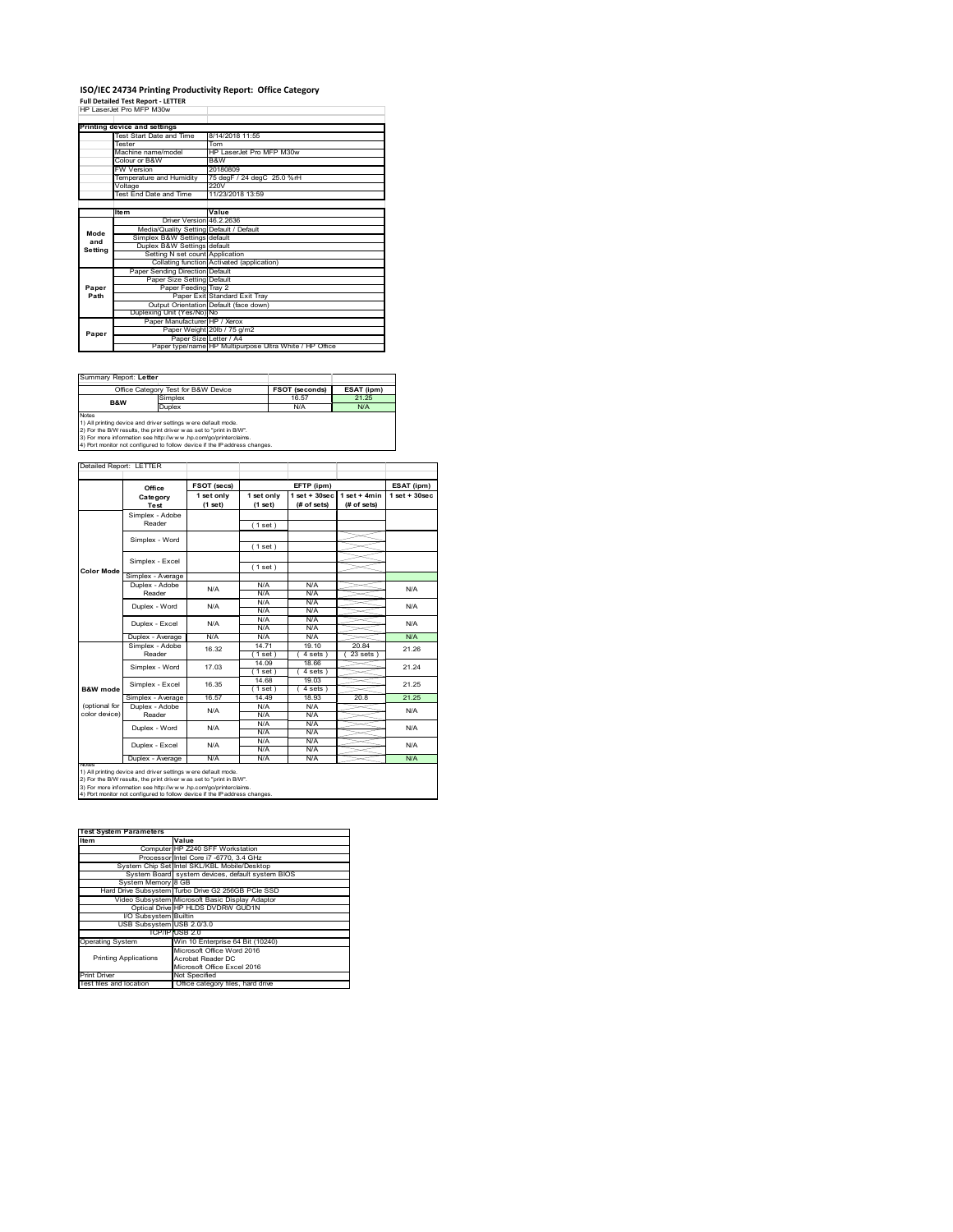# ISO/IEC 24734 Printing Productivity Report: Office Category

**Full Detailed Test Report - LETTER**

HP LaserJet Pro MFP M30w

| Printing device and settings | |
|---|---|
| Test Start Date and Time | 8/14/2018 11:55 |
| Tester | Tom |
| Machine name/model | HP LaserJet Pro MFP M30w |
| Colour or B&W | B&W |
| FW Version | 20180809 |
| Temperature and Humidity | 75 degF / 24 degC 25.0 %rH |
| Voltage | 220V |
| Test End Date and Time | 11/23/2018 13:59 |

| | Item | Value |
|---|---|---|
| Mode and Setting | Driver Version | 46.2.2636 |
| | Media/Quality Setting | Default / Default |
| | Simplex B&W Settings | default |
| | Duplex B&W Settings | default |
| | Setting N set count | Application |
| | Collating function | Activated (application) |
| Paper Path | Paper Sending Direction | Default |
| | Paper Size Setting | Default |
| | Paper Feeding | Tray 2 |
| | Paper Exit | Standard Exit Tray |
| | Output Orientation | Default (face down) |
| | Duplexing Unit (Yes/No) | No |
| Paper | Paper Manufacturer | HP / Xerox |
| | Paper Weight | 20lb / 75 g/m2 |
| | Paper Size | Letter / A4 |
| | Paper type/name | HP Multipurpose Ultra White / HP Office |

Summary Report: **Letter**

| Office Category Test for B&W Device | | FSOT (seconds) | ESAT (ipm) |
|---|---|---|---|
| B&W | Simplex | 16.57 | 21.25 |
| | Duplex | N/A | N/A |

Notes
1) All printing device and driver settings were default mode.
2) For the B/W results, the print driver was set to "print in B/W".
3) For more information see http://www.hp.com/go/printerclaims.
4) Port monitor not configured to follow device if the IP address changes.

Detailed Report: LETTER

| | Office Category Test | FSOT (secs) 1 set only (1 set) | EFTP (ipm) 1 set only (1 set) | EFTP (ipm) 1 set + 30sec (# of sets) | EFTP (ipm) 1 set + 4min (# of sets) | ESAT (ipm) 1 set + 30sec |
|---|---|---|---|---|---|---|
| Color Mode | Simplex - Adobe Reader | | (1 set) | | | |
| | Simplex - Word | | (1 set) | | | |
| | Simplex - Excel | | (1 set) | | | |
| | Simplex - Average | | | | | |
| | Duplex - Adobe Reader | N/A | N/A<br>N/A | N/A<br>N/A | | N/A |
| | Duplex - Word | N/A | N/A<br>N/A | N/A<br>N/A | | N/A |
| | Duplex - Excel | N/A | N/A<br>N/A | N/A<br>N/A | | N/A |
| | Duplex - Average | N/A | N/A | N/A | | N/A |
| B&W mode (optional for color device) | Simplex - Adobe Reader | 16.32 | 14.71<br>(1 set) | 19.10<br>(4 sets) | 20.84<br>(23 sets) | 21.26 |
| | Simplex - Word | 17.03 | 14.09<br>(1 set) | 18.66<br>(4 sets) | | 21.24 |
| | Simplex - Excel | 16.35 | 14.68<br>(1 set) | 19.03<br>(4 sets) | | 21.25 |
| | Simplex - Average | 16.57 | 14.49 | 18.93 | 20.8 | 21.25 |
| | Duplex - Adobe Reader | N/A | N/A<br>N/A | N/A<br>N/A | | N/A |
| | Duplex - Word | N/A | N/A<br>N/A | N/A<br>N/A | | N/A |
| | Duplex - Excel | N/A | N/A<br>N/A | N/A<br>N/A | | N/A |
| | Duplex - Average | N/A | N/A | N/A | | N/A |

Notes
1) All printing device and driver settings were default mode.
2) For the B/W results, the print driver was set to "print in B/W".
3) For more information see http://www.hp.com/go/printerclaims.
4) Port monitor not configured to follow device if the IP address changes.

| Test System Parameters | |
|---|---|
| **Item** | **Value** |
| Computer | HP Z240 SFF Workstation |
| Processor | Intel Core i7 -6770, 3.4 GHz |
| System Chip Set | Intel SKL/KBL Mobile/Desktop |
| System Board | system devices, default system BIOS |
| System Memory | 8 GB |
| Hard Drive Subsystem | Turbo Drive G2 256GB PCIe SSD |
| Video Subsystem | Microsoft Basic Display Adaptor |
| Optical Drive | HP HLDS DVDRW GUD1N |
| I/O Subsystem | Builtin |
| USB Subsystem | USB 2.0/3.0 |
| TCP/IP | USB 2.0 |
| Operating System | Win 10 Enterprise 64 Bit (10240) |
| Printing Applications | Microsoft Office Word 2016<br>Acrobat Reader DC<br>Microsoft Office Excel 2016 |
| Print Driver | Not Specified |
| Test files and location | Office category files, hard drive |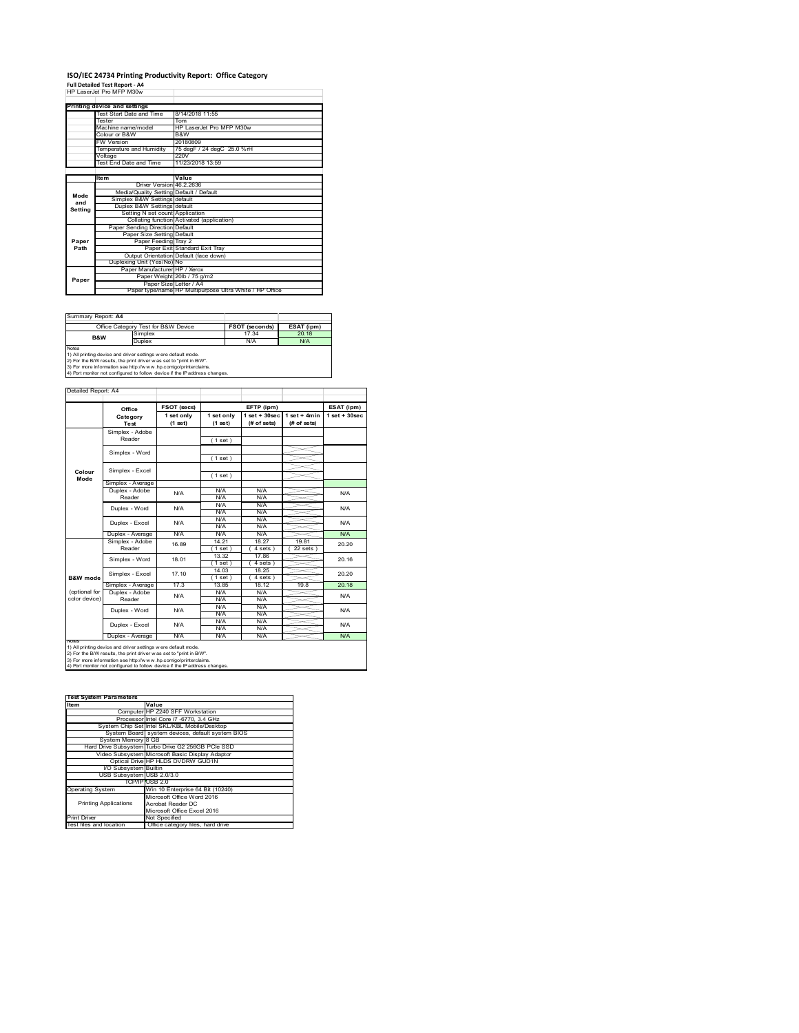# ISO/IEC 24734 Printing Productivity Report: Office Category

**Full Detailed Test Report - A4**

HP LaserJet Pro MFP M30w

| Printing device and settings | |
|---|---|
| Test Start Date and Time | 8/14/2018 11:55 |
| Tester | Tom |
| Machine name/model | HP LaserJet Pro MFP M30w |
| Colour or B&W | B&W |
| FW Version | 20180809 |
| Temperature and Humidity | 75 degF / 24 degC 25.0 %rH |
| Voltage | 220V |
| Test End Date and Time | 11/23/2018 13:59 |

| | Item | Value |
|---|---|---|
| Mode and Setting | Driver Version | 46.2.2636 |
| | Media/Quality Setting | Default / Default |
| | Simplex B&W Settings | default |
| | Duplex B&W Settings | default |
| | Setting N set count | Application |
| | Collating function | Activated (application) |
| Paper Path | Paper Sending Direction | Default |
| | Paper Size Setting | Default |
| | Paper Feeding | Tray 2 |
| | Paper Exit | Standard Exit Tray |
| | Output Orientation | Default (face down) |
| | Duplexing Unit (Yes/No) | No |
| Paper | Paper Manufacturer | HP / Xerox |
| | Paper Weight | 20lb / 75 g/m2 |
| | Paper Size | Letter / A4 |
| | Paper type/name | HP Multipurpose Ultra White / HP Office |

Summary Report: **A4**

| Office Category Test for B&W Device | | FSOT (seconds) | ESAT (ipm) |
|---|---|---|---|
| B&W | Simplex | 17.34 | 20.18 |
| | Duplex | N/A | N/A |

Notes
1) All printing device and driver settings were default mode.
2) For the B/W results, the print driver was set to "print in B/W".
3) For more information see http://www.hp.com/go/printerclaims.
4) Port monitor not configured to follow device if the IP address changes.

Detailed Report: A4

| | Office Category Test | FSOT (secs) 1 set only (1 set) | EFTP (ipm) 1 set only (1 set) | EFTP (ipm) 1 set + 30sec (# of sets) | EFTP (ipm) 1 set + 4min (# of sets) | ESAT (ipm) 1 set + 30sec |
|---|---|---|---|---|---|---|
| Colour Mode | Simplex - Adobe Reader | | (1 set) | | | |
| | Simplex - Word | | (1 set) | | | |
| | Simplex - Excel | | (1 set) | | | |
| | Simplex - Average | | | | | |
| | Duplex - Adobe Reader | N/A | N/A<br>N/A | N/A<br>N/A | | N/A |
| | Duplex - Word | N/A | N/A<br>N/A | N/A<br>N/A | | N/A |
| | Duplex - Excel | N/A | N/A<br>N/A | N/A<br>N/A | | N/A |
| | Duplex - Average | N/A | N/A | N/A | | N/A |
| B&W mode (optional for color device) | Simplex - Adobe Reader | 16.89 | 14.21<br>(1 set) | 18.27<br>(4 sets) | 19.81<br>(22 sets) | 20.20 |
| | Simplex - Word | 18.01 | 13.32<br>(1 set) | 17.86<br>(4 sets) | | 20.16 |
| | Simplex - Excel | 17.10 | 14.03<br>(1 set) | 18.25<br>(4 sets) | | 20.20 |
| | Simplex - Average | 17.3 | 13.85 | 18.12 | 19.8 | 20.18 |
| | Duplex - Adobe Reader | N/A | N/A<br>N/A | N/A<br>N/A | | N/A |
| | Duplex - Word | N/A | N/A<br>N/A | N/A<br>N/A | | N/A |
| | Duplex - Excel | N/A | N/A<br>N/A | N/A<br>N/A | | N/A |
| | Duplex - Average | N/A | N/A | N/A | | N/A |

Notes
1) All printing device and driver settings were default mode.
2) For the B/W results, the print driver was set to "print in B/W".
3) For more information see http://www.hp.com/go/printerclaims.
4) Port monitor not configured to follow device if the IP address changes.

| Test System Parameters | |
|---|---|
| Item | Value |
| Computer | HP Z240 SFF Workstation |
| Processor | Intel Core i7 -6770, 3.4 GHz |
| System Chip Set | Intel SKL/KBL Mobile/Desktop |
| System Board | system devices, default system BIOS |
| System Memory | 8 GB |
| Hard Drive Subsystem | Turbo Drive G2 256GB PCIe SSD |
| Video Subsystem | Microsoft Basic Display Adaptor |
| Optical Drive | HP HLDS DVDRW GUD1N |
| I/O Subsystem | Builtin |
| USB Subsystem | USB 2.0/3.0 |
| TCP/IP | USB 2.0 |
| Operating System | Win 10 Enterprise 64 Bit (10240) |
| Printing Applications | Microsoft Office Word 2016<br>Acrobat Reader DC<br>Microsoft Office Excel 2016 |
| Print Driver | Not Specified |
| Test files and location | Office category files, hard drive |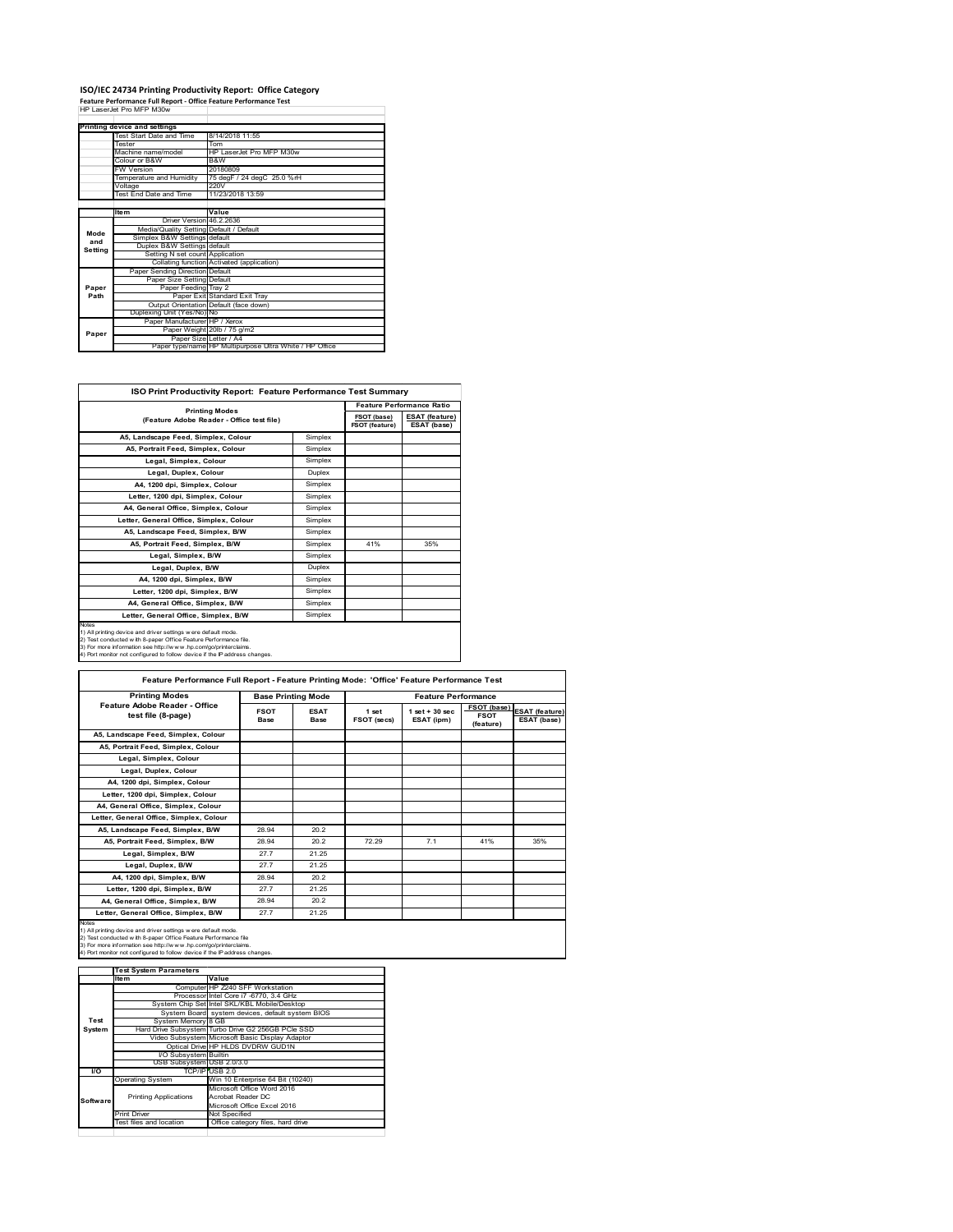# ISO/IEC 24734 Printing Productivity Report: Office Category

**Feature Performance Full Report - Office Feature Performance Test**

HP LaserJet Pro MFP M30w

| Printing device and settings | |
|---|---|
| Test Start Date and Time | 8/14/2018 11:55 |
| Tester | Tom |
| Machine name/model | HP LaserJet Pro MFP M30w |
| Colour or B&W | B&W |
| FW Version | 20180809 |
| Temperature and Humidity | 75 degF / 24 degC 25.0 %rH |
| Voltage | 220V |
| Test End Date and Time | 11/23/2018 13:59 |

| | Item | Value |
|---|---|---|
| Mode and Setting | Driver Version | 46.2.2636 |
| | Media/Quality Setting | Default / Default |
| | Simplex B&W Settings | default |
| | Duplex B&W Settings | default |
| | Setting N set count | Application |
| | Collating function | Activated (application) |
| Paper Path | Paper Sending Direction | Default |
| | Paper Size Setting | Default |
| | Paper Feeding | Tray 2 |
| | Paper Exit | Standard Exit Tray |
| | Output Orientation | Default (face down) |
| | Duplexing Unit (Yes/No) | No |
| Paper | Paper Manufacturer | HP / Xerox |
| | Paper Weight | 20lb / 75 g/m2 |
| | Paper Size | Letter / A4 |
| | Paper type/name | HP Multipurpose Ultra White / HP Office |

## ISO Print Productivity Report: Feature Performance Test Summary

| Printing Modes (Feature Adobe Reader - Office test file) | | Feature Performance Ratio FSOT (base) / FSOT (feature) | Feature Performance Ratio ESAT (feature) / ESAT (base) |
|---|---|---|---|
| A5, Landscape Feed, Simplex, Colour | Simplex | | |
| A5, Portrait Feed, Simplex, Colour | Simplex | | |
| Legal, Simplex, Colour | Simplex | | |
| Legal, Duplex, Colour | Duplex | | |
| A4, 1200 dpi, Simplex, Colour | Simplex | | |
| Letter, 1200 dpi, Simplex, Colour | Simplex | | |
| A4, General Office, Simplex, Colour | Simplex | | |
| Letter, General Office, Simplex, Colour | Simplex | | |
| A5, Landscape Feed, Simplex, B/W | Simplex | | |
| A5, Portrait Feed, Simplex, B/W | Simplex | 41% | 35% |
| Legal, Simplex, B/W | Simplex | | |
| Legal, Duplex, B/W | Duplex | | |
| A4, 1200 dpi, Simplex, B/W | Simplex | | |
| Letter, 1200 dpi, Simplex, B/W | Simplex | | |
| A4, General Office, Simplex, B/W | Simplex | | |
| Letter, General Office, Simplex, B/W | Simplex | | |

Notes
1) All printing device and driver settings were default mode.
2) Test conducted with 8-paper Office Feature Performance file.
3) For more information see http://www.hp.com/go/printerclaims.
4) Port monitor not configured to follow device if the IP address changes.

## Feature Performance Full Report - Feature Printing Mode: 'Office' Feature Performance Test

| Printing Modes Feature Adobe Reader - Office test file (8-page) | Base Printing Mode FSOT Base | Base Printing Mode ESAT Base | Feature Performance 1 set FSOT (secs) | Feature Performance 1 set + 30 sec ESAT (ipm) | FSOT (base) / FSOT (feature) | ESAT (feature) / ESAT (base) |
|---|---|---|---|---|---|---|
| A5, Landscape Feed, Simplex, Colour | | | | | | |
| A5, Portrait Feed, Simplex, Colour | | | | | | |
| Legal, Simplex, Colour | | | | | | |
| Legal, Duplex, Colour | | | | | | |
| A4, 1200 dpi, Simplex, Colour | | | | | | |
| Letter, 1200 dpi, Simplex, Colour | | | | | | |
| A4, General Office, Simplex, Colour | | | | | | |
| Letter, General Office, Simplex, Colour | | | | | | |
| A5, Landscape Feed, Simplex, B/W | 28.94 | 20.2 | | | | |
| A5, Portrait Feed, Simplex, B/W | 28.94 | 20.2 | 72.29 | 7.1 | 41% | 35% |
| Legal, Simplex, B/W | 27.7 | 21.25 | | | | |
| Legal, Duplex, B/W | 27.7 | 21.25 | | | | |
| A4, 1200 dpi, Simplex, B/W | 28.94 | 20.2 | | | | |
| Letter, 1200 dpi, Simplex, B/W | 27.7 | 21.25 | | | | |
| A4, General Office, Simplex, B/W | 28.94 | 20.2 | | | | |
| Letter, General Office, Simplex, B/W | 27.7 | 21.25 | | | | |

Notes
1) All printing device and driver settings were default mode.
2) Test conducted with 8-paper Office Feature Performance file
3) For more information see http://www.hp.com/go/printerclaims.
4) Port monitor not configured to follow device if the IP address changes.

| | Test System Parameters Item | Value |
|---|---|---|
| Test System | Computer | HP Z240 SFF Workstation |
| | Processor | Intel Core i7 -6770, 3.4 GHz |
| | System Chip Set | Intel SKL/KBL Mobile/Desktop |
| | System Board | system devices, default system BIOS |
| | System Memory | 8 GB |
| | Hard Drive Subsystem | Turbo Drive G2 256GB PCIe SSD |
| | Video Subsystem | Microsoft Basic Display Adaptor |
| | Optical Drive | HP HLDS DVDRW GUD1N |
| | I/O Subsystem | Builtin |
| | USB Subsystem | USB 2.0/3.0 |
| I/O | TCP/IP | USB 2.0 |
| Software | Operating System | Win 10 Enterprise 64 Bit (10240) |
| | Printing Applications | Microsoft Office Word 2016<br>Acrobat Reader DC<br>Microsoft Office Excel 2016 |
| | Print Driver | Not Specified |
| | Test files and location | Office category files, hard drive |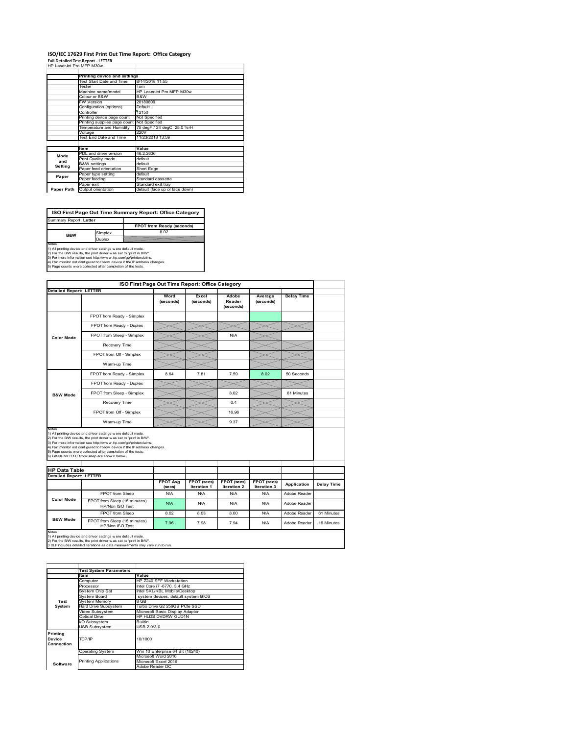# ISO/IEC 17629 First Print Out Time Report: Office Category

**Full Detailed Test Report - LETTER**

HP LaserJet Pro MFP M30w

| | Printing device and settings | |
|---|---|---|
| | Test Start Date and Time | 8/14/2018 11:55 |
| | Tester | Tom |
| | Machine name/model | HP LaserJet Pro MFP M30w |
| | Colour or B&W | B&W |
| | FW Version | 20180809 |
| | Configuration (options) | Default |
| | Controller | 12150 |
| | Printing device page count | Not Specified |
| | Printing supplies page count | Not Specified |
| | Temperature and Humidity | 75 degF / 24 degC 25.0 %rH |
| | Voltage | 220V |
| | Test End Date and Time | 11/23/2018 13:59 |

| | Item | Value |
|---|---|---|
| Mode and Setting | PDL and driver version | 46.2.2636 |
| | Print Quality mode | default |
| | B&W settings | default |
| | Paper feed orientation | Short Edge |
| Paper | Paper type setting | default |
| | Paper feeding | Standard cassette |
| | Paper exit | Standard exit tray |
| Paper Path | Output orientation | default (face up or face down) |

| ISO First Page Out Time Summary Report: Office Category | | |
|---|---|---|
| Summary Report: **Letter** | | |
| | | FPOT from Ready (seconds) |
| B&W | Simplex | 8.02 |
| | Duplex | |

Notes
1) All printing device and driver settings were default mode.
2) For the B/W results, the print driver was set to "print in B/W".
3) For more information see http://www.hp.com/go/printerclaims.
4) Port monitor not configured to follow device if the IP address changes.
5) Page counts were collected after completion of the tests.

| ISO First Page Out Time Report: Office Category | | | | | | |
|---|---|---|---|---|---|---|
| **Detailed Report: LETTER** | | Word (seconds) | Excel (seconds) | Adobe Reader (seconds) | Average (seconds) | Delay Time |
| Color Mode | FPOT from Ready - Simplex | | | | | |
| | FPOT from Ready - Duplex | | | | | |
| | FPOT from Sleep - Simplex | | | N/A | | |
| | Recovery Time | | | | | |
| | FPOT from Off - Simplex | | | | | |
| | Warm-up Time | | | | | |
| B&W Mode | FPOT from Ready - Simplex | 8.64 | 7.81 | 7.59 | 8.02 | 50 Seconds |
| | FPOT from Ready - Duplex | | | | | |
| | FPOT from Sleep - Simplex | | | 8.02 | | 61 Minutes |
| | Recovery Time | | | 0.4 | | |
| | FPOT from Off - Simplex | | | 16.96 | | |
| | Warm-up Time | | | 9.37 | | |

Notes
1) All printing device and driver settings were default mode.
2) For the B/W results, the print driver was set to "print in B/W".
3) For more information see http://www.hp.com/go/printerclaims.
4) Port monitor not configured to follow device if the IP address changes.
5) Page counts were collected after completion of the tests.
6) Details for FPOT from Sleep are shown below.

| HP Data Table | | | | | | | |
|---|---|---|---|---|---|---|---|
| **Detailed Report: LETTER** | | FPOT Avg (secs) | FPOT (secs) Iteration 1 | FPOT (secs) Iteration 2 | FPOT (secs) Iteration 3 | Application | Delay Time |
| Color Mode | FPOT from Sleep | N/A | N/A | N/A | N/A | Adobe Reader | |
| | FPOT from Sleep (15 minutes) HP/Non ISO Test | N/A | N/A | N/A | N/A | Adobe Reader | |
| B&W Mode | FPOT from Sleep | 8.02 | 8.03 | 8.00 | N/A | Adobe Reader | 61 Minutes |
| | FPOT from Sleep (15 minutes) HP/Non ISO Test | 7.96 | 7.98 | 7.94 | N/A | Adobe Reader | 16 Minutes |

Notes
1) All printing device and driver settings were default mode.
2) For the B/W results, the print driver was set to "print in B/W".
3 DLP includes detailed iterations as data measurements may vary run to run.

| | Test System Parameters | |
|---|---|---|
| | Item | Value |
| Test System | Computer | HP Z240 SFF Workstation |
| | Processor | Intel Core i7 -6770, 3.4 GHz |
| | System Chip Set | Intel SKL/KBL Mobile/Desktop |
| | System Board | system devices, default system BIOS |
| | System Memory | 8 GB |
| | Hard Drive Subsystem | Turbo Drive G2 256GB PCIe SSD |
| | Video Subsystem | Microsoft Basic Display Adaptor |
| | Optical Drive | HP HLDS DVDRW GUD1N |
| | I/O Subsystem | Builtin |
| | USB Subsystem | USB 2.0/3.0 |
| Printing Device Connection | TCP/IP | 10/1000 |
| Software | Operating System | Win 10 Enterprise 64 Bit (10240) |
| | Printing Applications | Microsoft Word 2016 |
| | | Microsoft Excel 2016 |
| | | Adobe Reader DC |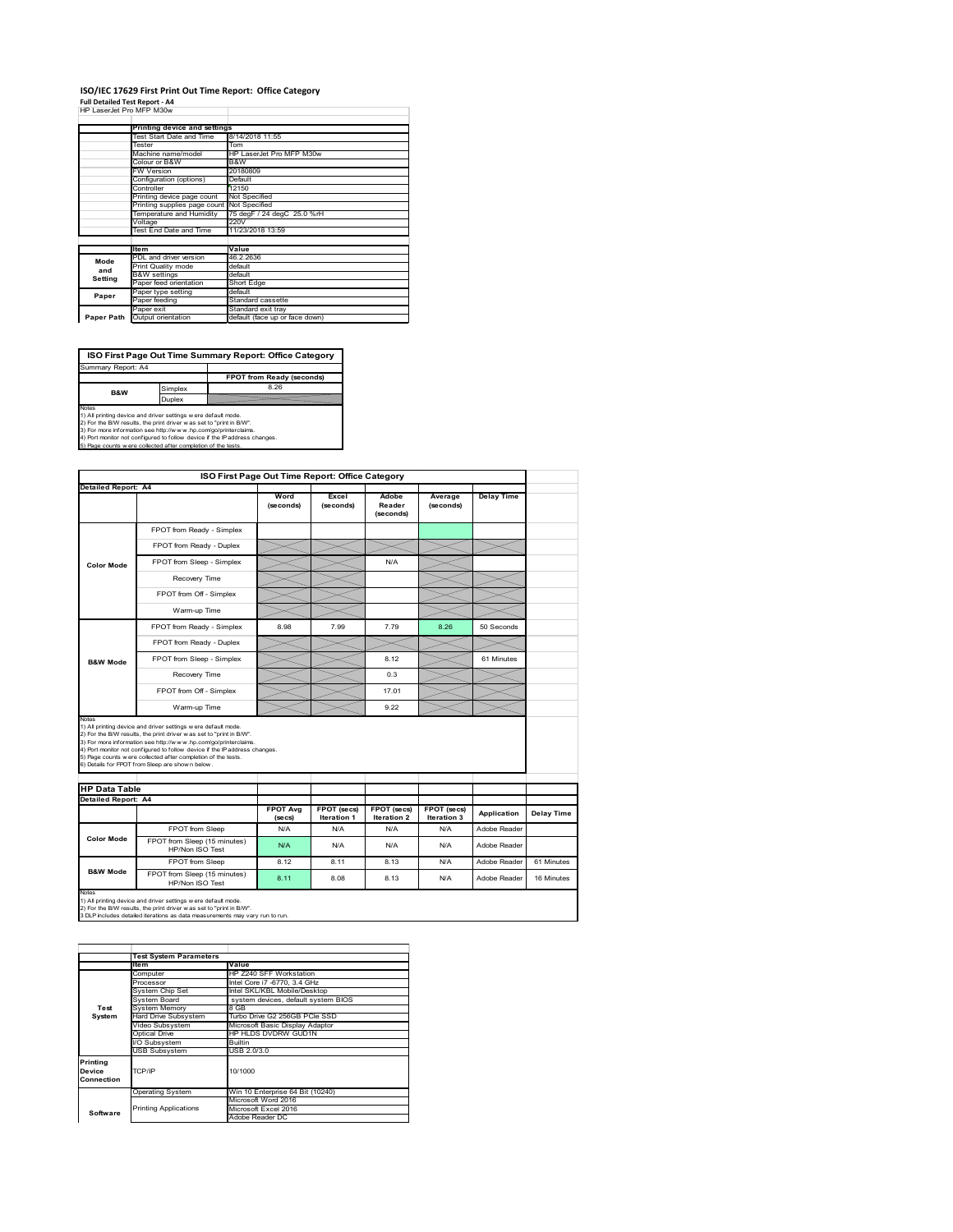# ISO/IEC 17629 First Print Out Time Report: Office Category

**Full Detailed Test Report - A4**

HP LaserJet Pro MFP M30w

| | Printing device and settings | |
|---|---|---|
| | Test Start Date and Time | 8/14/2018 11:55 |
| | Tester | Tom |
| | Machine name/model | HP LaserJet Pro MFP M30w |
| | Colour or B&W | B&W |
| | FW Version | 20180809 |
| | Configuration (options) | Default |
| | Controller | 12150 |
| | Printing device page count | Not Specified |
| | Printing supplies page count | Not Specified |
| | Temperature and Humidity | 75 degF / 24 degC 25.0 %rH |
| | Voltage | 220V |
| | Test End Date and Time | 11/23/2018 13:59 |

| | Item | Value |
|---|---|---|
| Mode and Setting | PDL and driver version | 46.2.2636 |
| | Print Quality mode | default |
| | B&W settings | default |
| | Paper feed orientation | Short Edge |
| Paper | Paper type setting | default |
| | Paper feeding | Standard cassette |
| | Paper exit | Standard exit tray |
| Paper Path | Output orientation | default (face up or face down) |

## ISO First Page Out Time Summary Report: Office Category

Summary Report: A4

| | | FPOT from Ready (seconds) |
|---|---|---|
| B&W | Simplex | 8.26 |
| | Duplex | |

Notes
1) All printing device and driver settings were default mode.
2) For the B/W results, the print driver was set to "print in B/W".
3) For more information see http://www.hp.com/go/printerclaims.
4) Port monitor not configured to follow device if the IP address changes.
5) Page counts were collected after completion of the tests.

## ISO First Page Out Time Report: Office Category

Detailed Report: A4

| | | Word (seconds) | Excel (seconds) | Adobe Reader (seconds) | Average (seconds) | Delay Time |
|---|---|---|---|---|---|---|
| Color Mode | FPOT from Ready - Simplex | | | | | |
| | FPOT from Ready - Duplex | | | | | |
| | FPOT from Sleep - Simplex | | | N/A | | |
| | Recovery Time | | | | | |
| | FPOT from Off - Simplex | | | | | |
| | Warm-up Time | | | | | |
| B&W Mode | FPOT from Ready - Simplex | 8.98 | 7.99 | 7.79 | 8.26 | 50 Seconds |
| | FPOT from Ready - Duplex | | | | | |
| | FPOT from Sleep - Simplex | | | 8.12 | | 61 Minutes |
| | Recovery Time | | | 0.3 | | |
| | FPOT from Off - Simplex | | | 17.01 | | |
| | Warm-up Time | | | 9.22 | | |

Notes
1) All printing device and driver settings were default mode.
2) For the B/W results, the print driver was set to "print in B/W".
3) For more information see http://www.hp.com/go/printerclaims.
4) Port monitor not configured to follow device if the IP address changes.
5) Page counts were collected after completion of the tests.
6) Details for FPOT from Sleep are shown below.

## HP Data Table

Detailed Report: A4

| | | FPOT Avg (secs) | FPOT (secs) Iteration 1 | FPOT (secs) Iteration 2 | FPOT (secs) Iteration 3 | Application | Delay Time |
|---|---|---|---|---|---|---|---|
| Color Mode | FPOT from Sleep | N/A | N/A | N/A | N/A | Adobe Reader | |
| | FPOT from Sleep (15 minutes) HP/Non ISO Test | N/A | N/A | N/A | N/A | Adobe Reader | |
| B&W Mode | FPOT from Sleep | 8.12 | 8.11 | 8.13 | N/A | Adobe Reader | 61 Minutes |
| | FPOT from Sleep (15 minutes) HP/Non ISO Test | 8.11 | 8.08 | 8.13 | N/A | Adobe Reader | 16 Minutes |

Notes
1) All printing device and driver settings were default mode.
2) For the B/W results, the print driver was set to "print in B/W".
3 DLP includes detailed iterations as data measurements may vary run to run.

| | Test System Parameters | |
|---|---|---|
| | Item | Value |
| Test System | Computer | HP Z240 SFF Workstation |
| | Processor | Intel Core i7 -6770, 3.4 GHz |
| | System Chip Set | Intel SKL/KBL Mobile/Desktop |
| | System Board | system devices, default system BIOS |
| | System Memory | 8 GB |
| | Hard Drive Subsystem | Turbo Drive G2 256GB PCIe SSD |
| | Video Subsystem | Microsoft Basic Display Adaptor |
| | Optical Drive | HP HLDS DVDRW GUD1N |
| | I/O Subsystem | Builtin |
| | USB Subsystem | USB 2.0/3.0 |
| Printing Device Connection | TCP/IP | 10/1000 |
| Software | Operating System | Win 10 Enterprise 64 Bit (10240) |
| | Printing Applications | Microsoft Word 2016 |
| | | Microsoft Excel 2016 |
| | | Adobe Reader DC |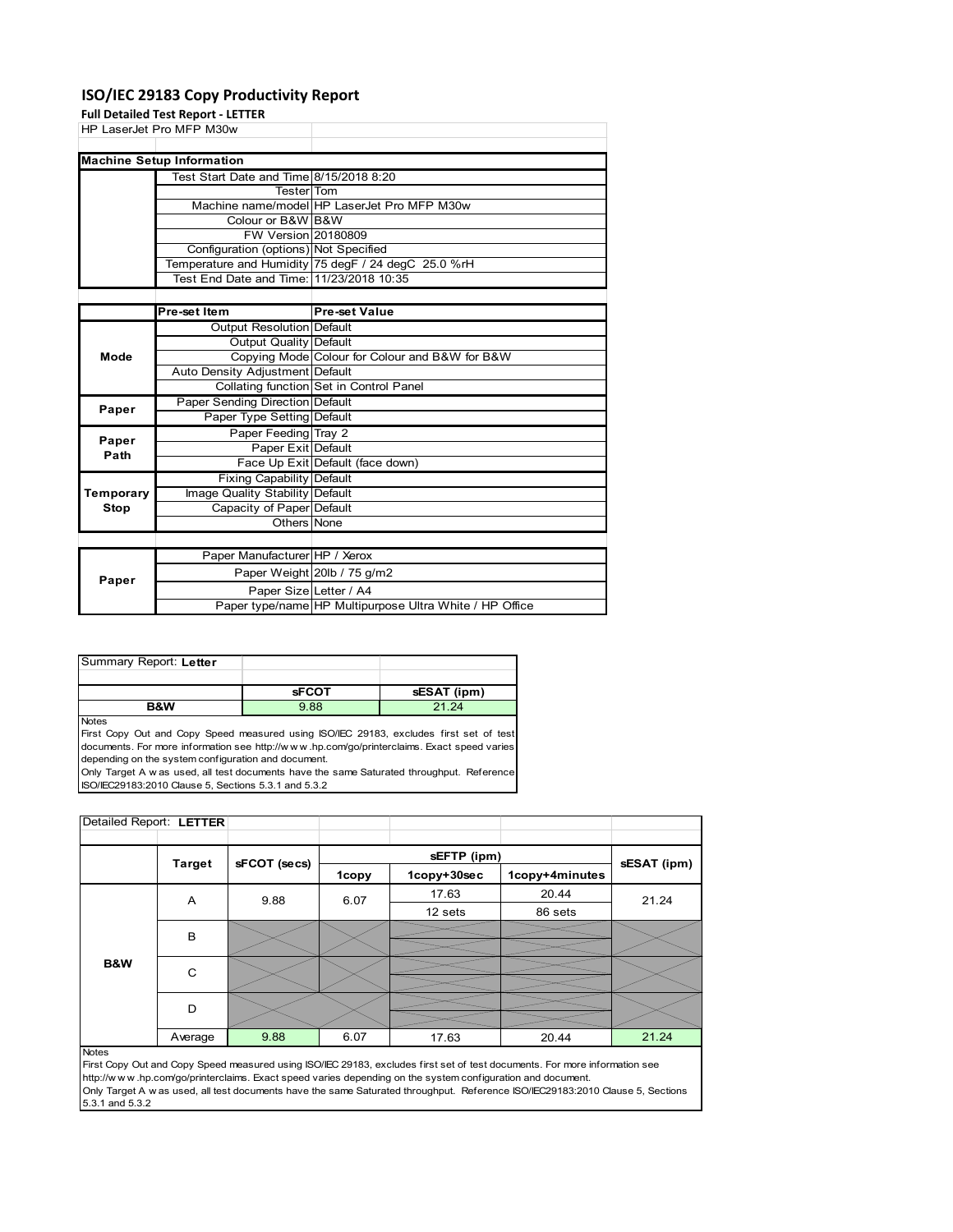# ISO/IEC 29183 Copy Productivity Report

**Full Detailed Test Report - LETTER**

HP LaserJet Pro MFP M30w

| Machine Setup Information | | |
|---|---|---|
| | Test Start Date and Time | 8/15/2018 8:20 |
| | Tester | Tom |
| | Machine name/model | HP LaserJet Pro MFP M30w |
| | Colour or B&W | B&W |
| | FW Version | 20180809 |
| | Configuration (options) | Not Specified |
| | Temperature and Humidity | 75 degF / 24 degC 25.0 %rH |
| | Test End Date and Time: | 11/23/2018 10:35 |

| | Pre-set Item | Pre-set Value |
|---|---|---|
| Mode | Output Resolution | Default |
| | Output Quality | Default |
| | Copying Mode | Colour for Colour and B&W for B&W |
| | Auto Density Adjustment | Default |
| | Collating function | Set in Control Panel |
| Paper | Paper Sending Direction | Default |
| | Paper Type Setting | Default |
| Paper Path | Paper Feeding | Tray 2 |
| | Paper Exit | Default |
| | Face Up Exit | Default (face down) |
| Temporary Stop | Fixing Capability | Default |
| | Image Quality Stability | Default |
| | Capacity of Paper | Default |
| | Others | None |

| | | |
|---|---|---|
| Paper | Paper Manufacturer | HP / Xerox |
| | Paper Weight | 20lb / 75 g/m2 |
| | Paper Size | Letter / A4 |
| | Paper type/name | HP Multipurpose Ultra White / HP Office |

Summary Report: **Letter**

| | sFCOT | sESAT (ipm) |
|---|---|---|
| **B&W** | 9.88 | 21.24 |

Notes

First Copy Out and Copy Speed measured using ISO/IEC 29183, excludes first set of test documents. For more information see http://w w w .hp.com/go/printerclaims. Exact speed varies depending on the system configuration and document.

Only Target A w as used, all test documents have the same Saturated throughput. Reference ISO/IEC29183:2010 Clause 5, Sections 5.3.1 and 5.3.2

Detailed Report: **LETTER**

| | Target | sFCOT (secs) | sEFTP (ipm) | | | sESAT (ipm) |
|---|---|---|---|---|---|---|
| | | | 1copy | 1copy+30sec | 1copy+4minutes | |
| B&W | A | 9.88 | 6.07 | 17.63 | 20.44 | 21.24 |
| | | | | 12 sets | 86 sets | |
| | B | | | | | |
| | C | | | | | |
| | D | | | | | |
| | Average | 9.88 | 6.07 | 17.63 | 20.44 | 21.24 |

Notes

First Copy Out and Copy Speed measured using ISO/IEC 29183, excludes first set of test documents. For more information see http://w w w .hp.com/go/printerclaims. Exact speed varies depending on the system configuration and document.

Only Target A w as used, all test documents have the same Saturated throughput. Reference ISO/IEC29183:2010 Clause 5, Sections 5.3.1 and 5.3.2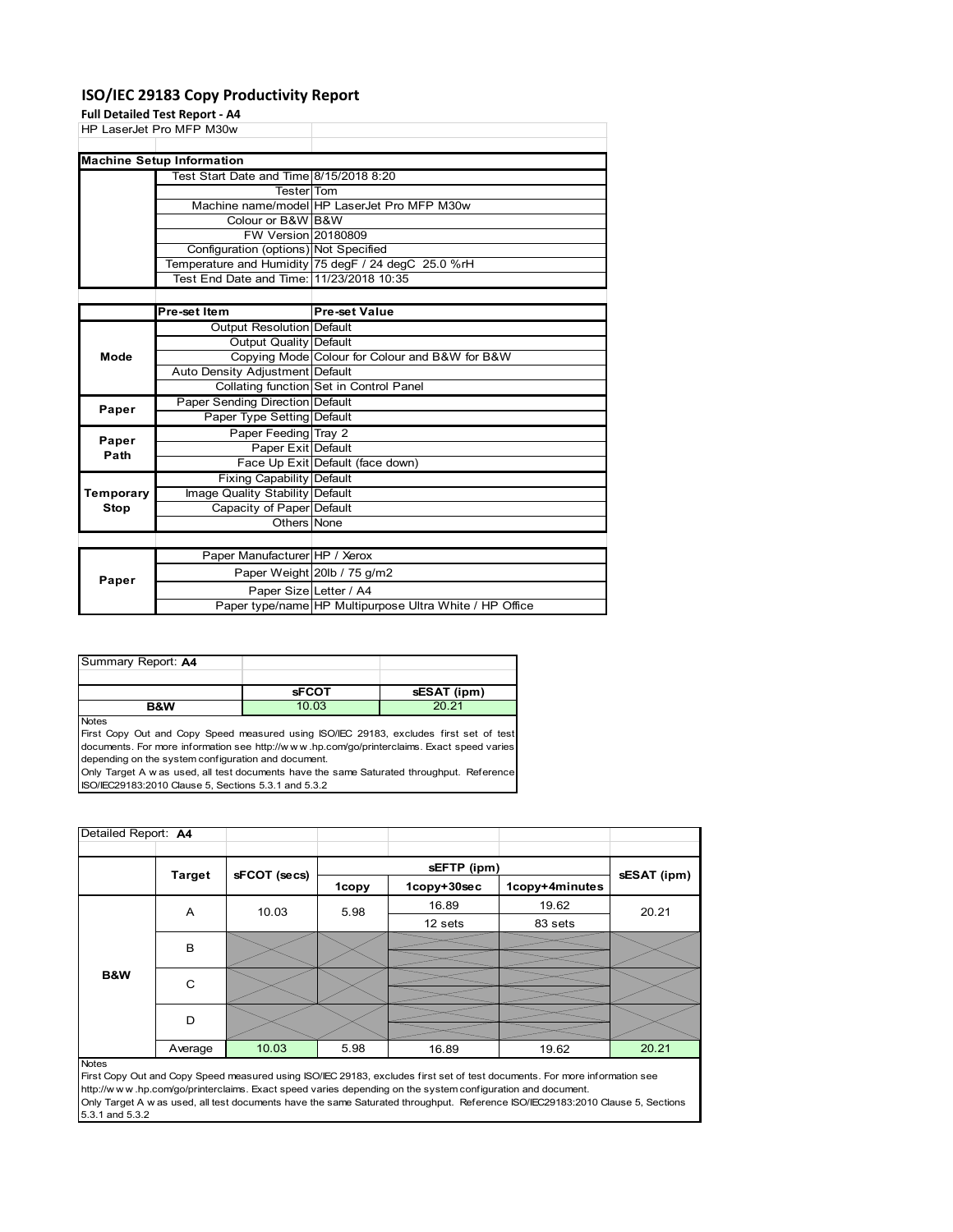# ISO/IEC 29183 Copy Productivity Report

**Full Detailed Test Report - A4**

HP LaserJet Pro MFP M30w

| Machine Setup Information | | |
|---|---|---|
| | Test Start Date and Time | 8/15/2018 8:20 |
| | Tester | Tom |
| | Machine name/model | HP LaserJet Pro MFP M30w |
| | Colour or B&W | B&W |
| | FW Version | 20180809 |
| | Configuration (options) | Not Specified |
| | Temperature and Humidity | 75 degF / 24 degC 25.0 %rH |
| | Test End Date and Time: | 11/23/2018 10:35 |

| | Pre-set Item | Pre-set Value |
|---|---|---|
| Mode | Output Resolution | Default |
| | Output Quality | Default |
| | Copying Mode | Colour for Colour and B&W for B&W |
| | Auto Density Adjustment | Default |
| | Collating function | Set in Control Panel |
| Paper | Paper Sending Direction | Default |
| | Paper Type Setting | Default |
| Paper Path | Paper Feeding | Tray 2 |
| | Paper Exit | Default |
| | Face Up Exit | Default (face down) |
| Temporary Stop | Fixing Capability | Default |
| | Image Quality Stability | Default |
| | Capacity of Paper | Default |
| | Others | None |

| | | |
|---|---|---|
| Paper | Paper Manufacturer | HP / Xerox |
| | Paper Weight | 20lb / 75 g/m2 |
| | Paper Size | Letter / A4 |
| | Paper type/name | HP Multipurpose Ultra White / HP Office |

Summary Report: **A4**

| | sFCOT | sESAT (ipm) |
|---|---|---|
| B&W | 10.03 | 20.21 |

Notes

First Copy Out and Copy Speed measured using ISO/IEC 29183, excludes first set of test documents. For more information see http://w w w .hp.com/go/printerclaims. Exact speed varies depending on the system configuration and document.

Only Target A w as used, all test documents have the same Saturated throughput. Reference ISO/IEC29183:2010 Clause 5, Sections 5.3.1 and 5.3.2

Detailed Report: **A4**

| | Target | sFCOT (secs) | sEFTP (ipm) | | | sESAT (ipm) |
|---|---|---|---|---|---|---|
| | | | 1copy | 1copy+30sec | 1copy+4minutes | |
| B&W | A | 10.03 | 5.98 | 16.89 | 19.62 | 20.21 |
| | | | | 12 sets | 83 sets | |
| | B | | | | | |
| | C | | | | | |
| | D | | | | | |
| | Average | 10.03 | 5.98 | 16.89 | 19.62 | 20.21 |

Notes

First Copy Out and Copy Speed measured using ISO/IEC 29183, excludes first set of test documents. For more information see http://w w w .hp.com/go/printerclaims. Exact speed varies depending on the system configuration and document.

Only Target A w as used, all test documents have the same Saturated throughput. Reference ISO/IEC29183:2010 Clause 5, Sections 5.3.1 and 5.3.2